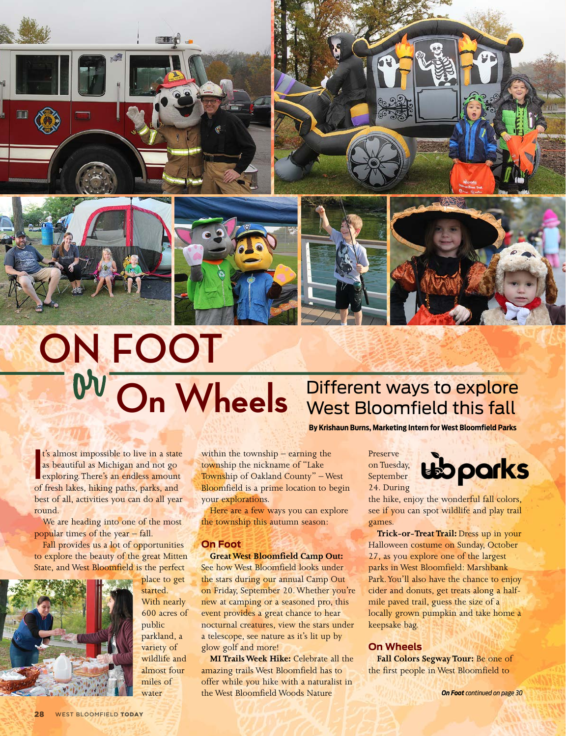# ON FOOT or On Wheels

## Different ways to explore West Bloomfield this fall

**By Krishaun Burns, Marketing Intern for West Bloomfield Parks**

It's almost impossible to live in a state as beautiful as Michigan and not go exploring. There's an endless amount of fresh lakes, hiking paths, parks, and best of all, activities you can do all year round.

We are heading into one of the most popular times of the year – fall.

Fall provides us a lot of opportunities to explore the beauty of the great Mitten State, and West Bloomfield is the perfect place to get started. With nearly 600 acres of public parkland, a variety of wildlife and almost four miles of water within the township – earning the township the nickname of "Lake Township of Oakland County" – West Bloomfield is a prime location to begin your explorations.

Here are a few ways you can explore the township this autumn season:

### On Foot

**Great West Bloomfield Camp Out:** See how West Bloomfield looks under the stars during our annual Camp Out on Friday, September 20. Whether you're new at camping or a seasoned pro, this event provides a great chance to hear nocturnal creatures, view the stars under a telescope, see nature as it's lit up by glow golf and more!

**MI Trails Week Hike:** Celebrate all the amazing trails West Bloomfield has to offer while you hike with a naturalist in the West Bloomfield Woods Nature Preserve on Tuesday, September 24. During the hike, enjoy the wonderful fall colors, see if you can spot wildlife and play trail games.

**Trick-or-Treat Trail:** Dress up in your Halloween costume on Sunday, October 27, as you explore one of the largest parks in West Bloomfield: Marshbank Park. You'll also have the chance to enjoy cider and donuts, get treats along a half-mile paved trail, guess the size of a locally grown pumpkin and take home a keepsake bag.

### On Wheels

**Fall Colors Segway Tour:** Be one of the first people in West Bloomfield to

***On Foot** continued on page 30*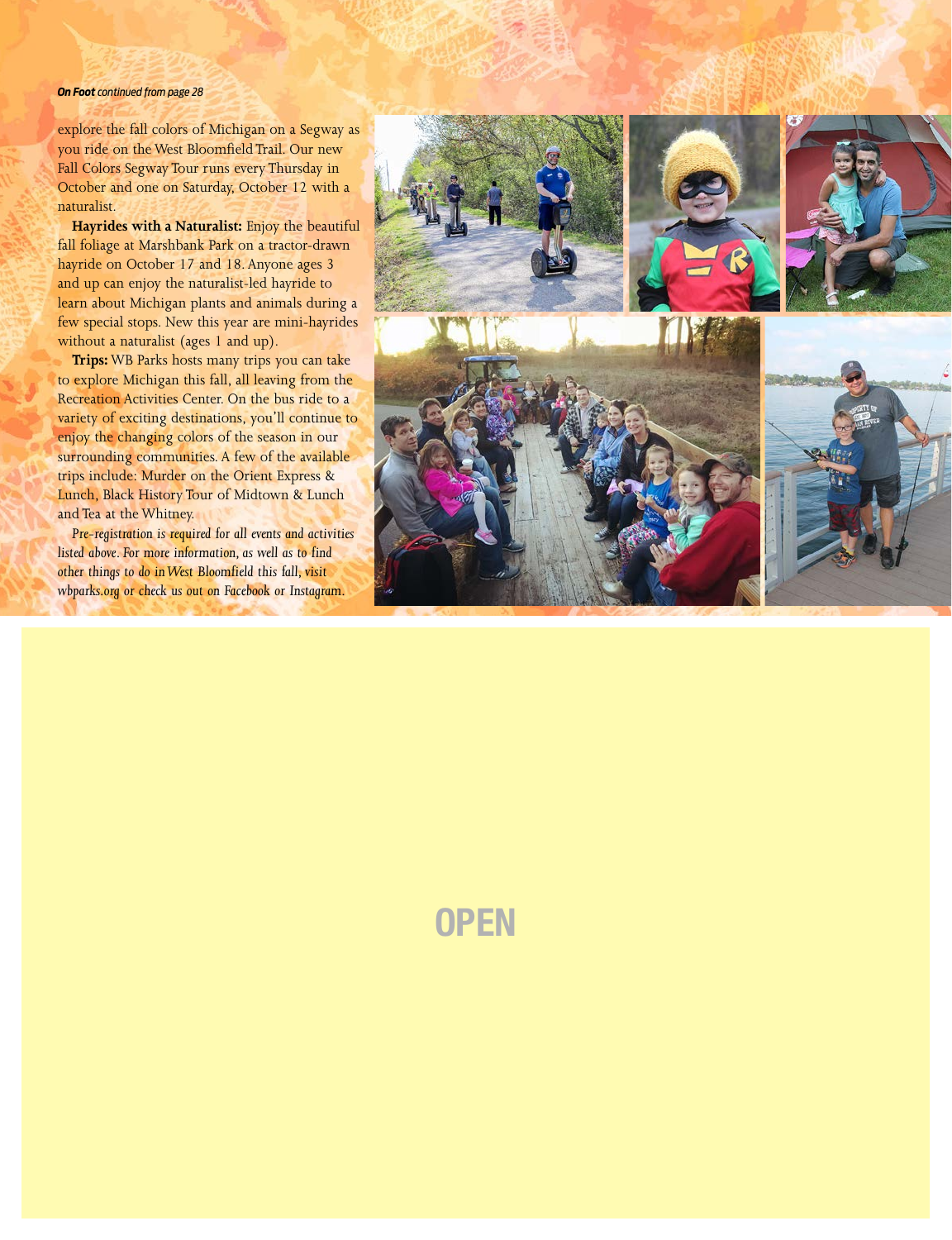***On Foot*** *continued from page 28*

explore the fall colors of Michigan on a Segway as you ride on the West Bloomfield Trail. Our new Fall Colors Segway Tour runs every Thursday in October and one on Saturday, October 12 with a naturalist.

**Hayrides with a Naturalist:** Enjoy the beautiful fall foliage at Marshbank Park on a tractor-drawn hayride on October 17 and 18. Anyone ages 3 and up can enjoy the naturalist-led hayride to learn about Michigan plants and animals during a few special stops. New this year are mini-hayrides without a naturalist (ages 1 and up).

**Trips:** WB Parks hosts many trips you can take to explore Michigan this fall, all leaving from the Recreation Activities Center. On the bus ride to a variety of exciting destinations, you'll continue to enjoy the changing colors of the season in our surrounding communities. A few of the available trips include: Murder on the Orient Express & Lunch, Black History Tour of Midtown & Lunch and Tea at the Whitney.

*Pre-registration is required for all events and activities listed above. For more information, as well as to find other things to do in West Bloomfield this fall, visit wbparks.org or check us out on Facebook or Instagram.*

OPEN